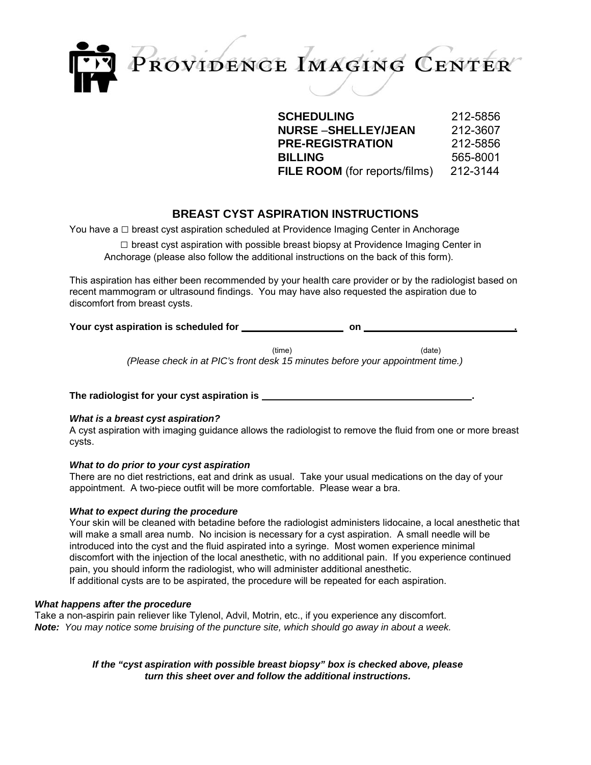# PROVIDENCE IMAGING CENTER

| | |
|---|---|
| **SCHEDULING** | 212-5856 |
| **NURSE –SHELLEY/JEAN** | 212-3607 |
| **PRE-REGISTRATION** | 212-5856 |
| **BILLING** | 565-8001 |
| **FILE ROOM** (for reports/films) | 212-3144 |

## BREAST CYST ASPIRATION INSTRUCTIONS

You have a ☐ breast cyst aspiration scheduled at Providence Imaging Center in Anchorage

☐ breast cyst aspiration with possible breast biopsy at Providence Imaging Center in Anchorage (please also follow the additional instructions on the back of this form).

This aspiration has either been recommended by your health care provider or by the radiologist based on recent mammogram or ultrasound findings. You may have also requested the aspiration due to discomfort from breast cysts.

**Your cyst aspiration is scheduled for ___________________ on ____________________________.**

(time) (date)

*(Please check in at PIC's front desk 15 minutes before your appointment time.)*

**The radiologist for your cyst aspiration is ______________________________________.**

***What is a breast cyst aspiration?***

A cyst aspiration with imaging guidance allows the radiologist to remove the fluid from one or more breast cysts.

***What to do prior to your cyst aspiration***

There are no diet restrictions, eat and drink as usual. Take your usual medications on the day of your appointment. A two-piece outfit will be more comfortable. Please wear a bra.

***What to expect during the procedure***

Your skin will be cleaned with betadine before the radiologist administers lidocaine, a local anesthetic that will make a small area numb. No incision is necessary for a cyst aspiration. A small needle will be introduced into the cyst and the fluid aspirated into a syringe. Most women experience minimal discomfort with the injection of the local anesthetic, with no additional pain. If you experience continued pain, you should inform the radiologist, who will administer additional anesthetic.

If additional cysts are to be aspirated, the procedure will be repeated for each aspiration.

***What happens after the procedure***

Take a non-aspirin pain reliever like Tylenol, Advil, Motrin, etc., if you experience any discomfort.

***Note:*** *You may notice some bruising of the puncture site, which should go away in about a week.*

***If the "cyst aspiration with possible breast biopsy" box is checked above, please turn this sheet over and follow the additional instructions.***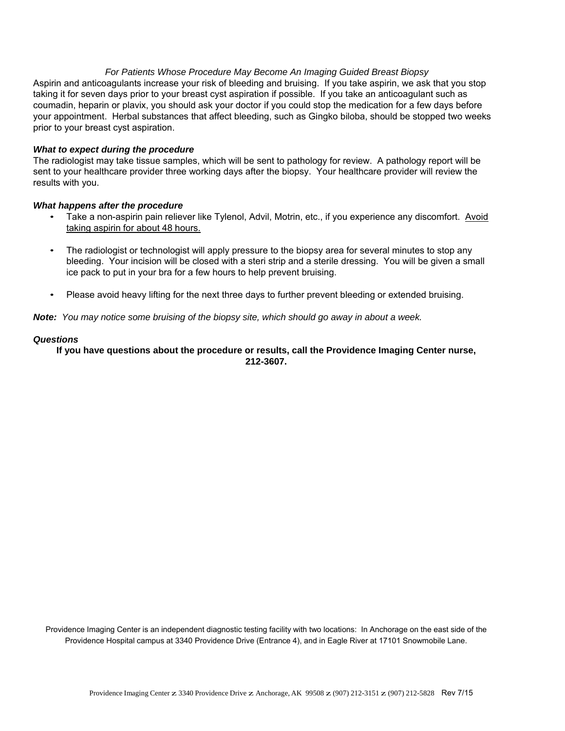*For Patients Whose Procedure May Become An Imaging Guided Breast Biopsy*

Aspirin and anticoagulants increase your risk of bleeding and bruising. If you take aspirin, we ask that you stop taking it for seven days prior to your breast cyst aspiration if possible. If you take an anticoagulant such as coumadin, heparin or plavix, you should ask your doctor if you could stop the medication for a few days before your appointment. Herbal substances that affect bleeding, such as Gingko biloba, should be stopped two weeks prior to your breast cyst aspiration.

***What to expect during the procedure***

The radiologist may take tissue samples, which will be sent to pathology for review. A pathology report will be sent to your healthcare provider three working days after the biopsy. Your healthcare provider will review the results with you.

***What happens after the procedure***

- Take a non-aspirin pain reliever like Tylenol, Advil, Motrin, etc., if you experience any discomfort. Avoid taking aspirin for about 48 hours.
- The radiologist or technologist will apply pressure to the biopsy area for several minutes to stop any bleeding. Your incision will be closed with a steri strip and a sterile dressing. You will be given a small ice pack to put in your bra for a few hours to help prevent bruising.
- Please avoid heavy lifting for the next three days to further prevent bleeding or extended bruising.

***Note:*** *You may notice some bruising of the biopsy site, which should go away in about a week.*

***Questions***

**If you have questions about the procedure or results, call the Providence Imaging Center nurse, 212-3607.**

Providence Imaging Center is an independent diagnostic testing facility with two locations: In Anchorage on the east side of the Providence Hospital campus at 3340 Providence Drive (Entrance 4), and in Eagle River at 17101 Snowmobile Lane.

Providence Imaging Center • 3340 Providence Drive • Anchorage, AK 99508 • (907) 212-3151 • (907) 212-5828 Rev 7/15